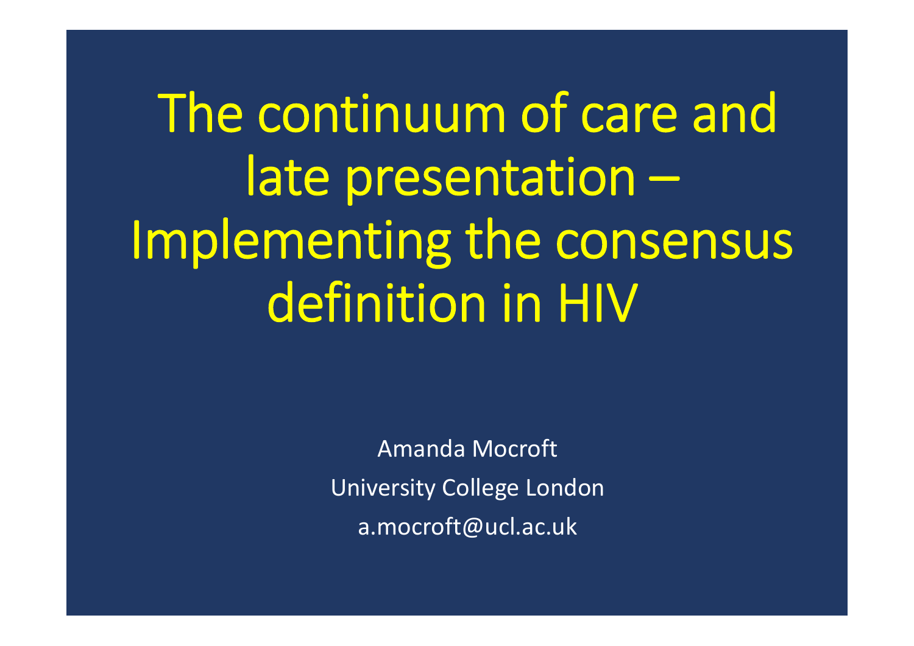# The continuum of care and late presentation – Implementing the consensus definition in HIV

Amanda Mocroft

University College London

a.mocroft@ucl.ac.uk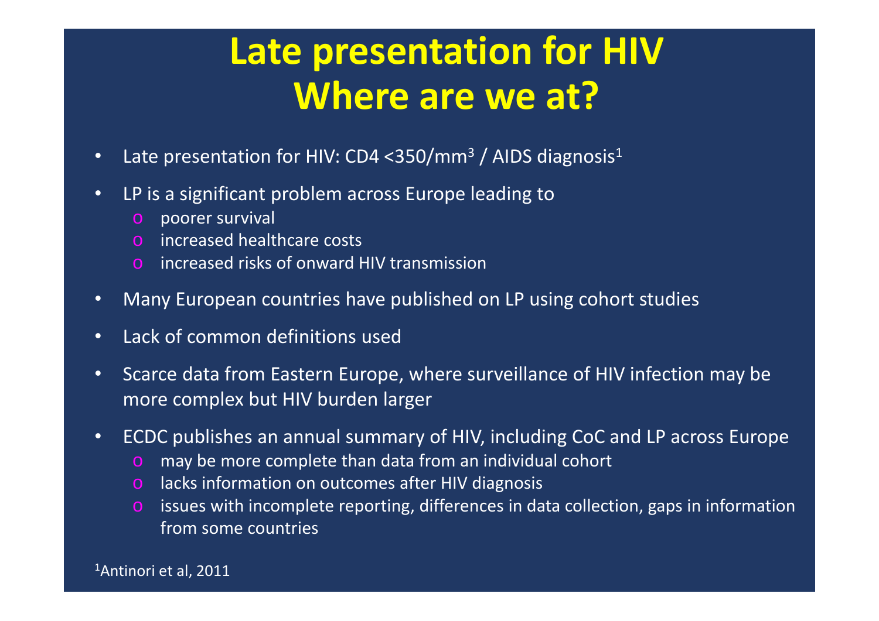# Late presentation for HIV
# Where are we at?

- Late presentation for HIV: CD4 <350/mm$^3$ / AIDS diagnosis[1]
- LP is a significant problem across Europe leading to
  - poorer survival
  - increased healthcare costs
  - increased risks of onward HIV transmission
- Many European countries have published on LP using cohort studies
- Lack of common definitions used
- Scarce data from Eastern Europe, where surveillance of HIV infection may be more complex but HIV burden larger
- ECDC publishes an annual summary of HIV, including CoC and LP across Europe
  - may be more complete than data from an individual cohort
  - lacks information on outcomes after HIV diagnosis
  - issues with incomplete reporting, differences in data collection, gaps in information from some countries

[1]Antinori et al, 2011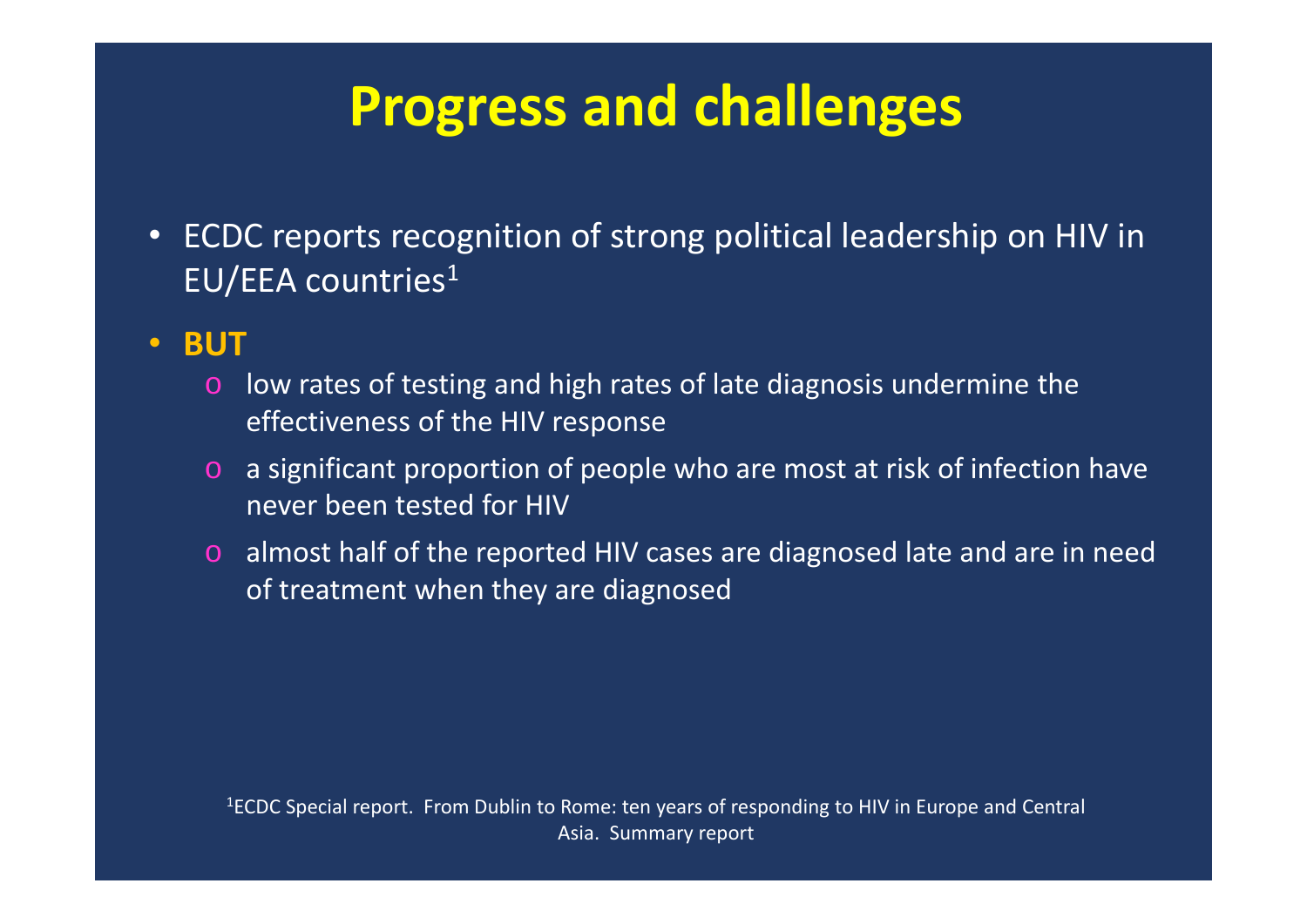# Progress and challenges

- ECDC reports recognition of strong political leadership on HIV in EU/EEA countries[1]
- **BUT**
  - low rates of testing and high rates of late diagnosis undermine the effectiveness of the HIV response
  - a significant proportion of people who are most at risk of infection have never been tested for HIV
  - almost half of the reported HIV cases are diagnosed late and are in need of treatment when they are diagnosed

[1]ECDC Special report. From Dublin to Rome: ten years of responding to HIV in Europe and Central Asia. Summary report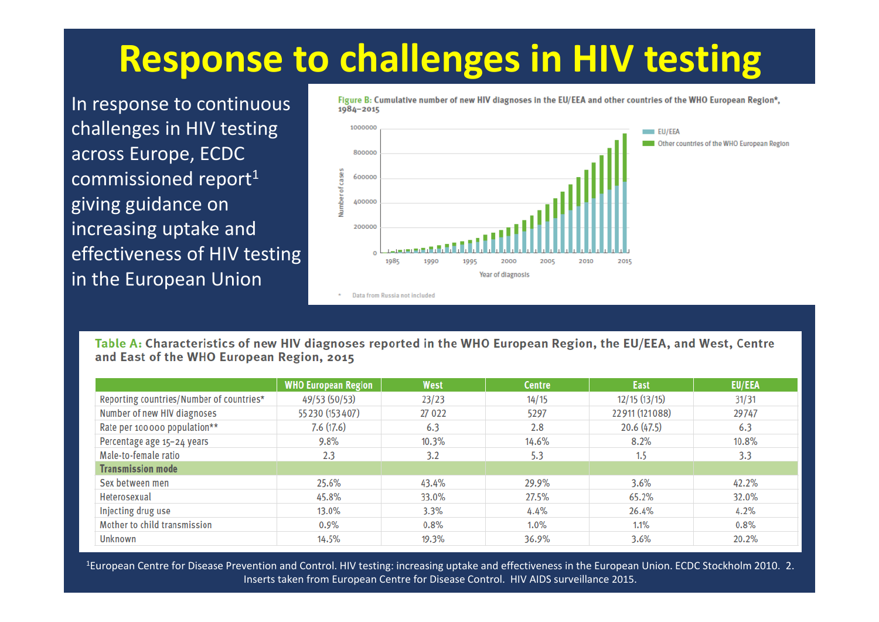# Response to challenges in HIV testing

In response to continuous challenges in HIV testing across Europe, ECDC commissioned report[1] giving guidance on increasing uptake and effectiveness of HIV testing in the European Union

**Figure B: Cumulative number of new HIV diagnoses in the EU/EEA and other countries of the WHO European Region*, 1984–2015**

\* Data from Russia not included

**Table A: Characteristics of new HIV diagnoses reported in the WHO European Region, the EU/EEA, and West, Centre and East of the WHO European Region, 2015**

| | WHO European Region | West | Centre | East | EU/EEA |
|---|---|---|---|---|---|
| Reporting countries/Number of countries* | 49/53 (50/53) | 23/23 | 14/15 | 12/15 (13/15) | 31/31 |
| Number of new HIV diagnoses | 55 230 (153 407) | 27 022 | 5297 | 22 911 (121 088) | 29 747 |
| Rate per 100 000 population** | 7.6 (17.6) | 6.3 | 2.8 | 20.6 (47.5) | 6.3 |
| Percentage age 15–24 years | 9.8% | 10.3% | 14.6% | 8.2% | 10.8% |
| Male-to-female ratio | 2.3 | 3.2 | 5.3 | 1.5 | 3.3 |
| **Transmission mode** | | | | | |
| Sex between men | 25.6% | 43.4% | 29.9% | 3.6% | 42.2% |
| Heterosexual | 45.8% | 33.0% | 27.5% | 65.2% | 32.0% |
| Injecting drug use | 13.0% | 3.3% | 4.4% | 26.4% | 4.2% |
| Mother to child transmission | 0.9% | 0.8% | 1.0% | 1.1% | 0.8% |
| Unknown | 14.5% | 19.3% | 36.9% | 3.6% | 20.2% |

[1]European Centre for Disease Prevention and Control. HIV testing: increasing uptake and effectiveness in the European Union. ECDC Stockholm 2010. 2. Inserts taken from European Centre for Disease Control. HIV AIDS surveillance 2015.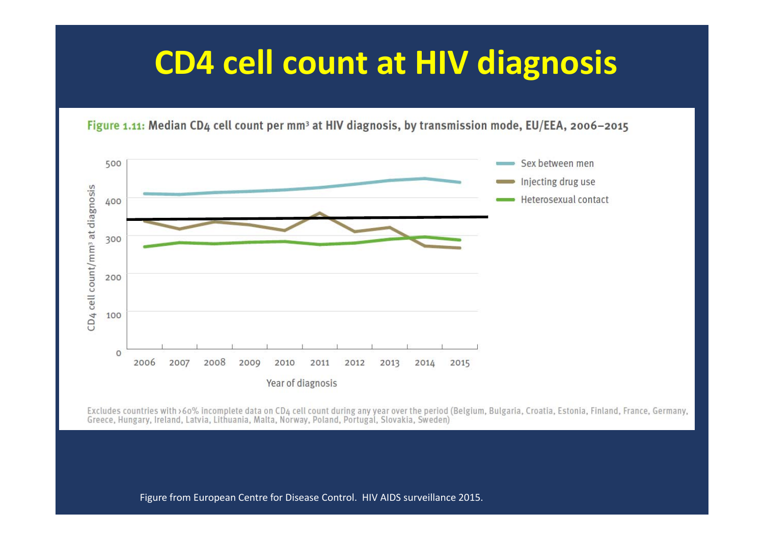# CD4 cell count at HIV diagnosis

**Figure 1.11: Median CD4 cell count per mm³ at HIV diagnosis, by transmission mode, EU/EEA, 2006–2015**

Excludes countries with >60% incomplete data on CD4 cell count during any year over the period (Belgium, Bulgaria, Croatia, Estonia, Finland, France, Germany, Greece, Hungary, Ireland, Latvia, Lithuania, Malta, Norway, Poland, Portugal, Slovakia, Sweden)

Figure from European Centre for Disease Control. HIV AIDS surveillance 2015.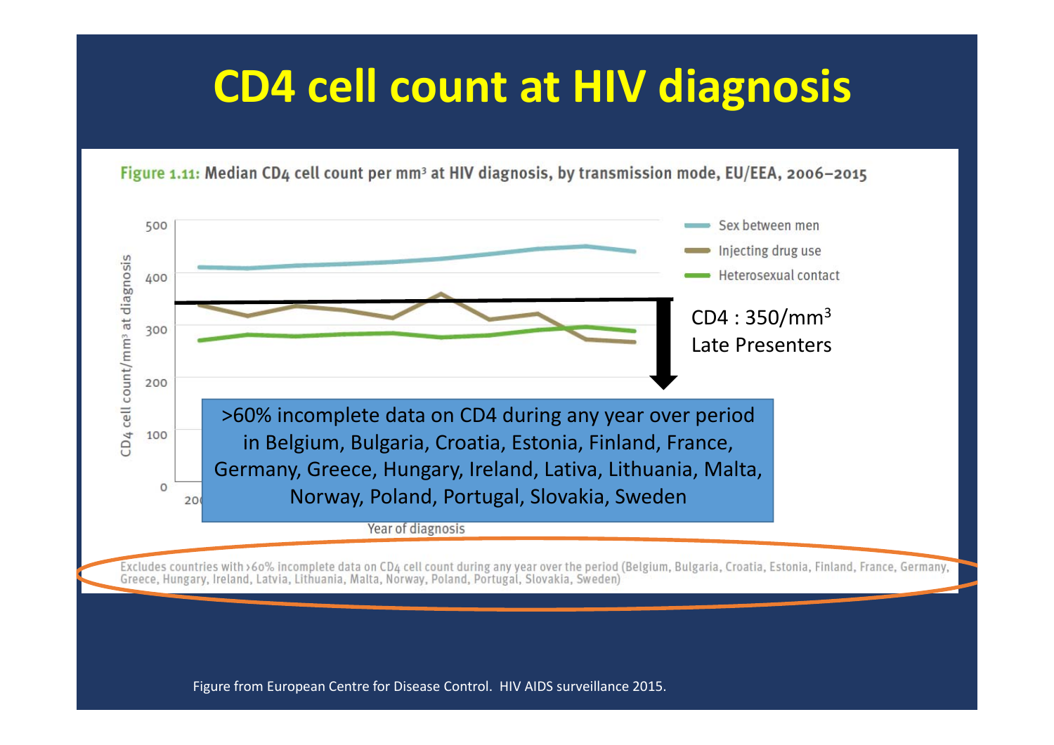# CD4 cell count at HIV diagnosis

**Figure 1.11:** Median CD4 cell count per mm³ at HIV diagnosis, by transmission mode, EU/EEA, 2006–2015

CD4 cell count/mm³ at diagnosis

- Sex between men
- Injecting drug use
- Heterosexual contact

CD4 : 350/mm$^3$
Late Presenters

>60% incomplete data on CD4 during any year over period in Belgium, Bulgaria, Croatia, Estonia, Finland, France, Germany, Greece, Hungary, Ireland, Lativa, Lithuania, Malta, Norway, Poland, Portugal, Slovakia, Sweden

Year of diagnosis

Excludes countries with >60% incomplete data on CD4 cell count during any year over the period (Belgium, Bulgaria, Croatia, Estonia, Finland, France, Germany, Greece, Hungary, Ireland, Latvia, Lithuania, Malta, Norway, Poland, Portugal, Slovakia, Sweden)

Figure from European Centre for Disease Control. HIV AIDS surveillance 2015.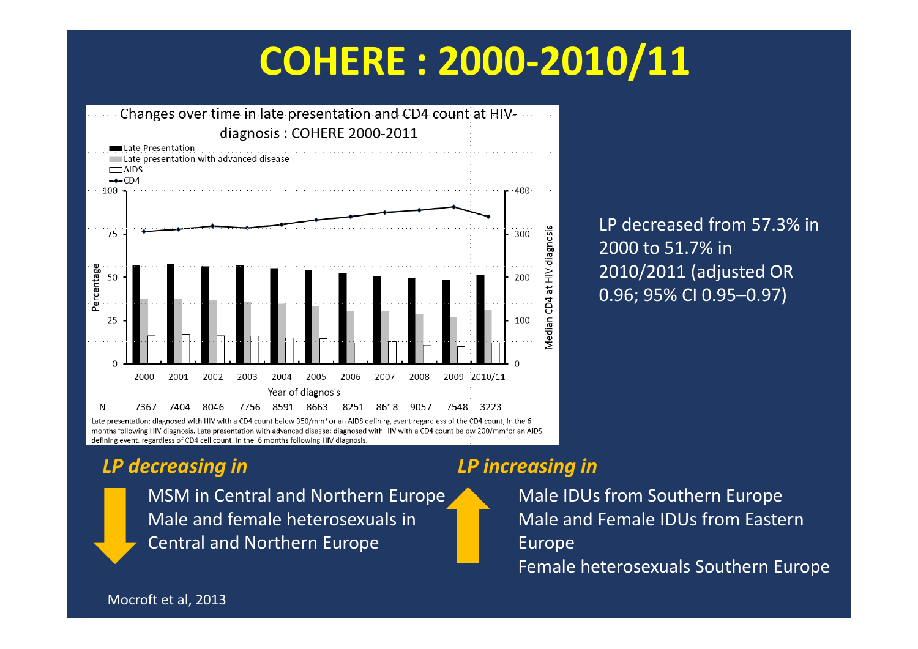# COHERE : 2000-2010/11

Changes over time in late presentation and CD4 count at HIV-diagnosis : COHERE 2000-2011

| Year of diagnosis | 2000 | 2001 | 2002 | 2003 | 2004 | 2005 | 2006 | 2007 | 2008 | 2009 | 2010/11 |
|---|---|---|---|---|---|---|---|---|---|---|---|
| N | 7367 | 7404 | 8046 | 7756 | 8591 | 8663 | 8251 | 8618 | 9057 | 7548 | 3223 |

Late presentation: diagnosed with HIV with a CD4 count below 350/mm³ or an AIDS defining event regardless of the CD4 count, in the 6 months following HIV diagnosis. Late presentation with advanced disease: diagnosed with HIV with a CD4 count below 200/mm³or an AIDS defining event, regardless of CD4 cell count, in the 6 months following HIV diagnosis.

LP decreased from 57.3% in 2000 to 51.7% in 2010/2011 (adjusted OR 0.96; 95% CI 0.95–0.97)

*LP decreasing in*

- MSM in Central and Northern Europe
- Male and female heterosexuals in Central and Northern Europe

*LP increasing in*

- Male IDUs from Southern Europe
- Male and Female IDUs from Eastern Europe
- Female heterosexuals Southern Europe

Mocroft et al, 2013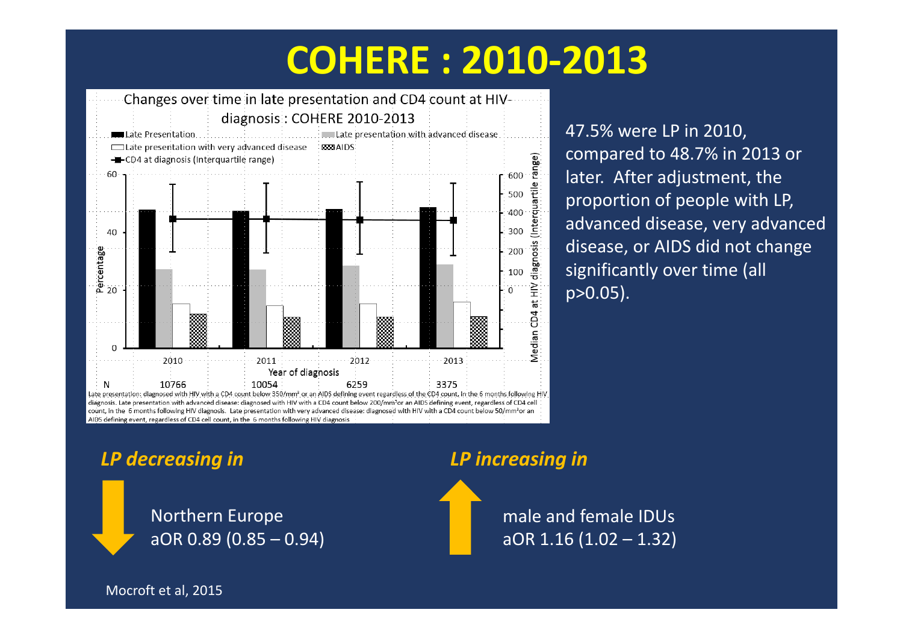# COHERE : 2010-2013

Changes over time in late presentation and CD4 count at HIV-diagnosis : COHERE 2010-2013

Late Presentation | Late presentation with advanced disease | Late presentation with very advanced disease | AIDS | CD4 at diagnosis (Interquartile range)

| Year of diagnosis | 2010 | 2011 | 2012 | 2013 |
|---|---|---|---|---|
| N | 10766 | 10054 | 6259 | 3375 |

Late presentation: diagnosed with HIV with a CD4 count below 350/mm³ or an AIDS defining event regardless of the CD4 count, in the 6 months following HIV diagnosis. Late presentation with advanced disease: diagnosed with HIV with a CD4 count below 200/mm³or an AIDS defining event, regardless of CD4 cell count, in the 6 months following HIV diagnosis. Late presentation with very advanced disease: diagnosed with HIV with a CD4 count below 50/mm³or an AIDS defining event, regardless of CD4 cell count, in the 6 months following HIV diagnosis

47.5% were LP in 2010, compared to 48.7% in 2013 or later. After adjustment, the proportion of people with LP, advanced disease, very advanced disease, or AIDS did not change significantly over time (all $p>0.05$).

*LP decreasing in*

Northern Europe
aOR 0.89 (0.85 – 0.94)

*LP increasing in*

male and female IDUs
aOR 1.16 (1.02 – 1.32)

Mocroft et al, 2015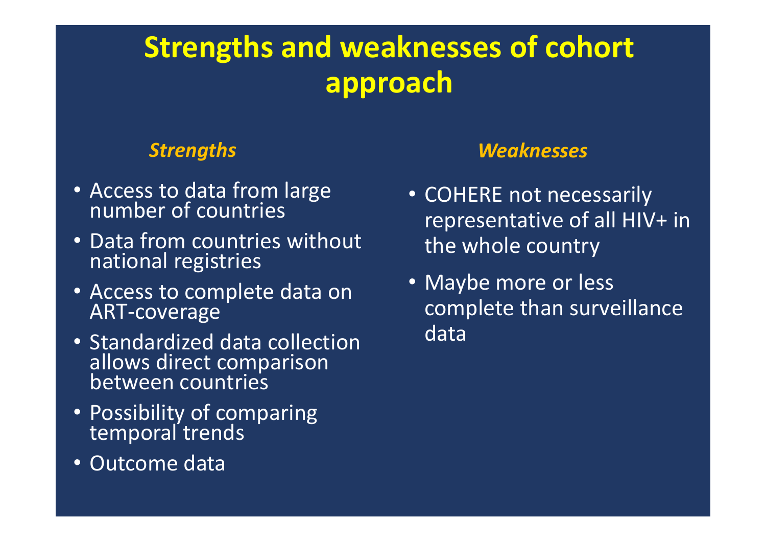# Strengths and weaknesses of cohort approach

### *Strengths*

- Access to data from large number of countries
- Data from countries without national registries
- Access to complete data on ART-coverage
- Standardized data collection allows direct comparison between countries
- Possibility of comparing temporal trends
- Outcome data

### *Weaknesses*

- COHERE not necessarily representative of all HIV+ in the whole country
- Maybe more or less complete than surveillance data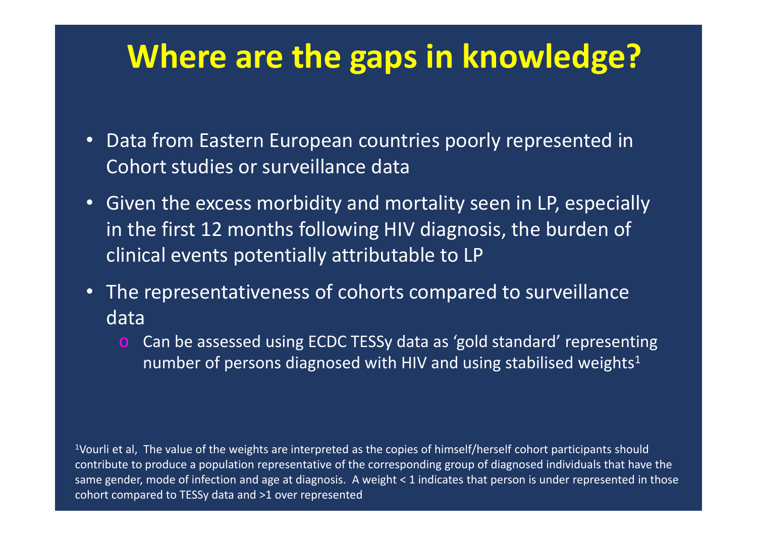# Where are the gaps in knowledge?

- Data from Eastern European countries poorly represented in Cohort studies or surveillance data
- Given the excess morbidity and mortality seen in LP, especially in the first 12 months following HIV diagnosis, the burden of clinical events potentially attributable to LP
- The representativeness of cohorts compared to surveillance data
  - Can be assessed using ECDC TESSy data as 'gold standard' representing number of persons diagnosed with HIV and using stabilised weights[1]

[1]Vourli et al, The value of the weights are interpreted as the copies of himself/herself cohort participants should contribute to produce a population representative of the corresponding group of diagnosed individuals that have the same gender, mode of infection and age at diagnosis. A weight < 1 indicates that person is under represented in those cohort compared to TESSy data and >1 over represented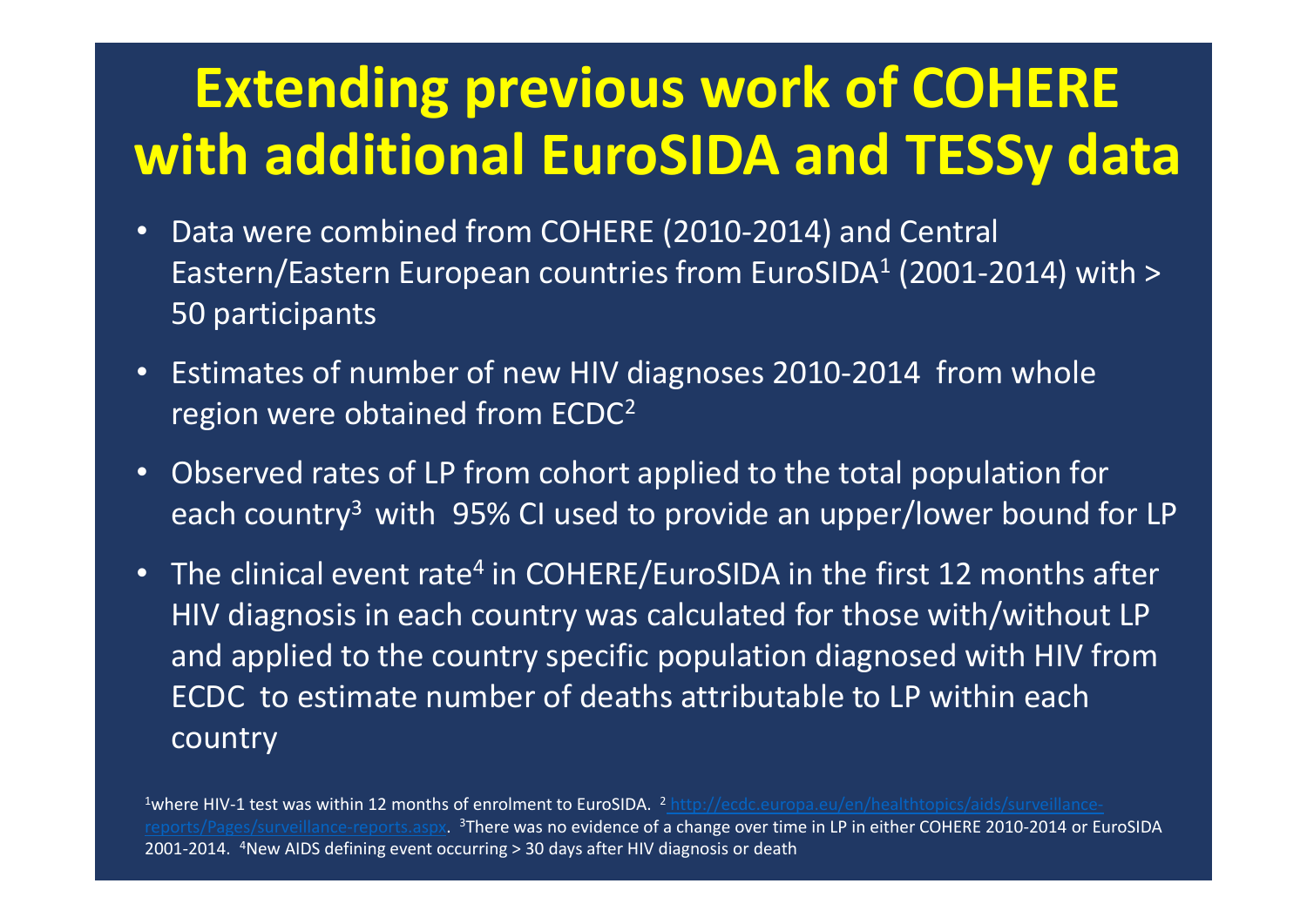# Extending previous work of COHERE with additional EuroSIDA and TESSy data

- Data were combined from COHERE (2010-2014) and Central Eastern/Eastern European countries from EuroSIDA[1] (2001-2014) with > 50 participants
- Estimates of number of new HIV diagnoses 2010-2014 from whole region were obtained from ECDC[2]
- Observed rates of LP from cohort applied to the total population for each country[3] with 95% CI used to provide an upper/lower bound for LP
- The clinical event rate[4] in COHERE/EuroSIDA in the first 12 months after HIV diagnosis in each country was calculated for those with/without LP and applied to the country specific population diagnosed with HIV from ECDC to estimate number of deaths attributable to LP within each country

[1]where HIV-1 test was within 12 months of enrolment to EuroSIDA. [2] http://ecdc.europa.eu/en/healthtopics/aids/surveillance-reports/Pages/surveillance-reports.aspx. [3]There was no evidence of a change over time in LP in either COHERE 2010-2014 or EuroSIDA 2001-2014. [4]New AIDS defining event occurring > 30 days after HIV diagnosis or death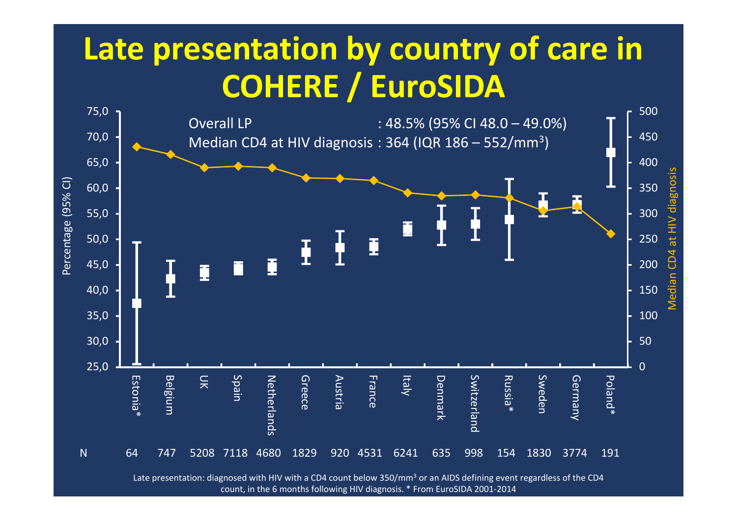# Late presentation by country of care in COHERE / EuroSIDA

Overall LP : 48.5% (95% CI 48.0 – 49.0%)

Median CD4 at HIV diagnosis : 364 (IQR 186 – 552/mm$^3$)

| | Estonia* | Belgium | UK | Spain | Netherlands | Greece | Austria | France | Italy | Denmark | Switzerland | Russia* | Sweden | Germany | Poland* |
|---|---|---|---|---|---|---|---|---|---|---|---|---|---|---|---|
| N | 64 | 747 | 5208 | 7118 | 4680 | 1829 | 920 | 4531 | 6241 | 635 | 998 | 154 | 1830 | 3774 | 191 |

Left axis: Percentage (95% CI), 25,0 – 75,0. Right axis: Median CD4 at HIV diagnosis, 0 – 500.

Late presentation: diagnosed with HIV with a CD4 count below 350/mm$^3$ or an AIDS defining event regardless of the CD4 count, in the 6 months following HIV diagnosis. * From EuroSIDA 2001-2014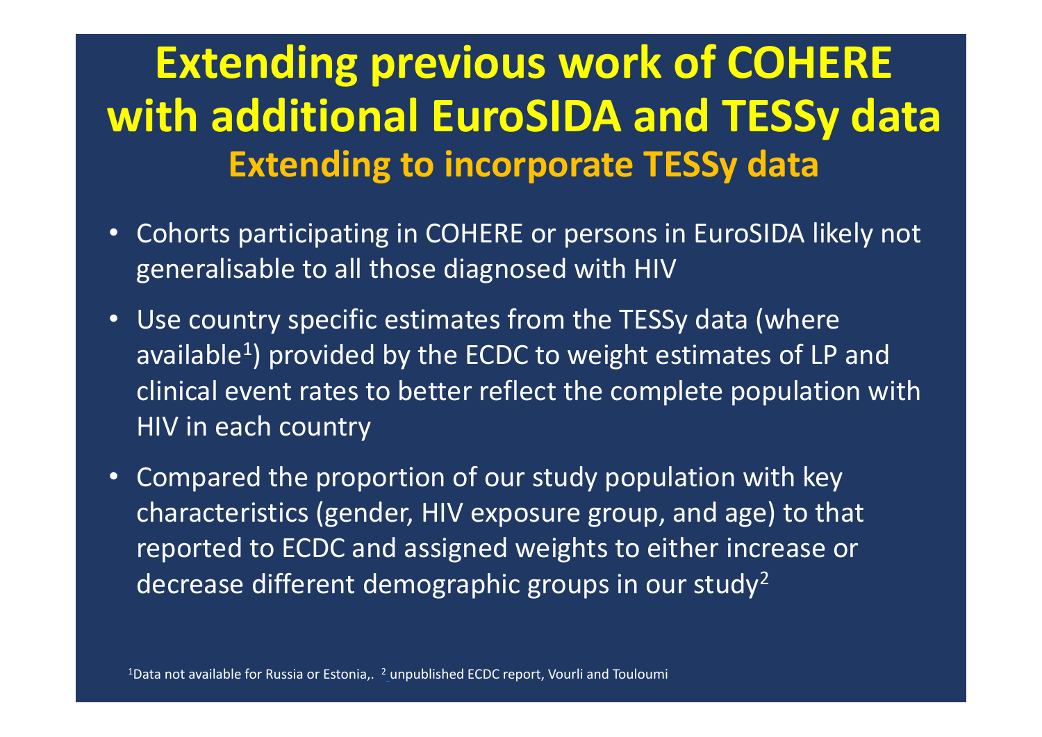# Extending previous work of COHERE with additional EuroSIDA and TESSy data

## Extending to incorporate TESSy data

- Cohorts participating in COHERE or persons in EuroSIDA likely not generalisable to all those diagnosed with HIV
- Use country specific estimates from the TESSy data (where available[1]) provided by the ECDC to weight estimates of LP and clinical event rates to better reflect the complete population with HIV in each country
- Compared the proportion of our study population with key characteristics (gender, HIV exposure group, and age) to that reported to ECDC and assigned weights to either increase or decrease different demographic groups in our study[2]

[1]Data not available for Russia or Estonia,. [2] unpublished ECDC report, Vourli and Touloumi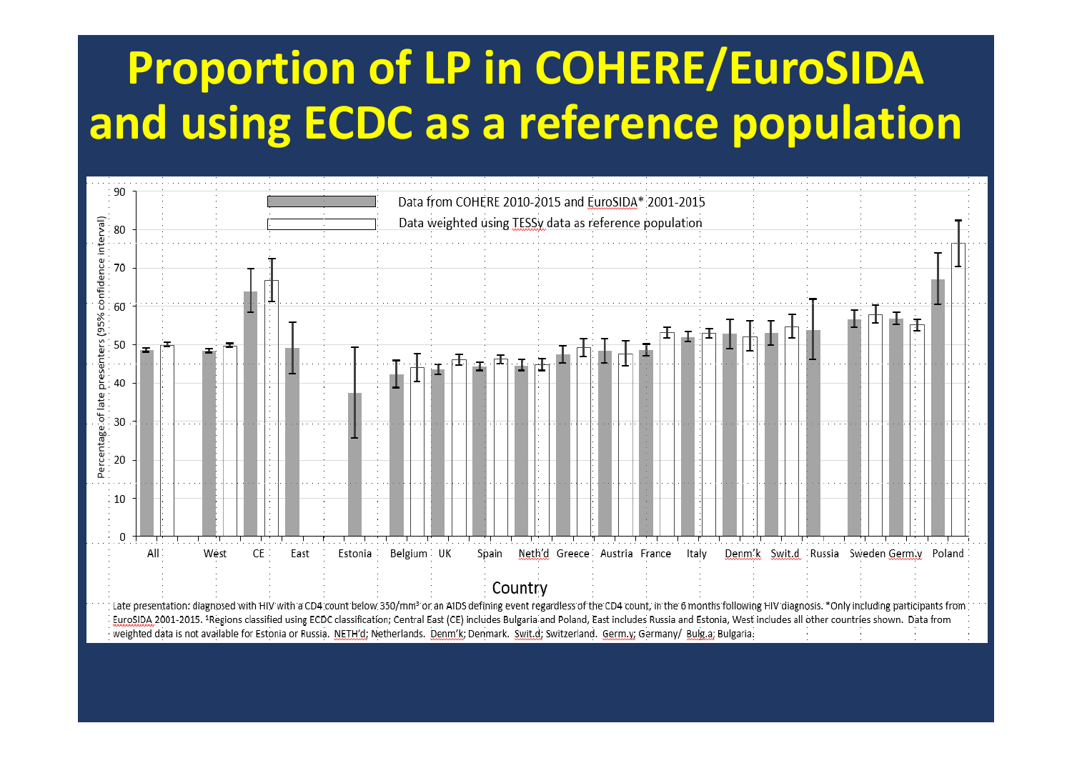# Proportion of LP in COHERE/EuroSIDA and using ECDC as a reference population

Data from COHERE 2010-2015 and EuroSIDA* 2001-2015

Data weighted using TESSy data as reference population

Percentage of late presenters (95% confidence interval)

Country

All, West, CE, East, Estonia, Belgium, UK, Spain, Neth'd, Greece, Austria, France, Italy, Denm'k, Swit.d, Russia, Sweden, Germ.y, Poland

Late presentation: diagnosed with HIV with a CD4 count below 350/mm³ or an AIDS defining event regardless of the CD4 count, in the 6 months following HIV diagnosis. *Only including participants from EuroSIDA 2001-2015. [1]Regions classified using ECDC classification; Central East (CE) includes Bulgaria and Poland, East includes Russia and Estonia, West includes all other countries shown. Data from weighted data is not available for Estonia or Russia. NETH'd; Netherlands. Denm'k; Denmark. Swit.d; Switzerland. Germ.y; Germany/ Bulg.a; Bulgaria.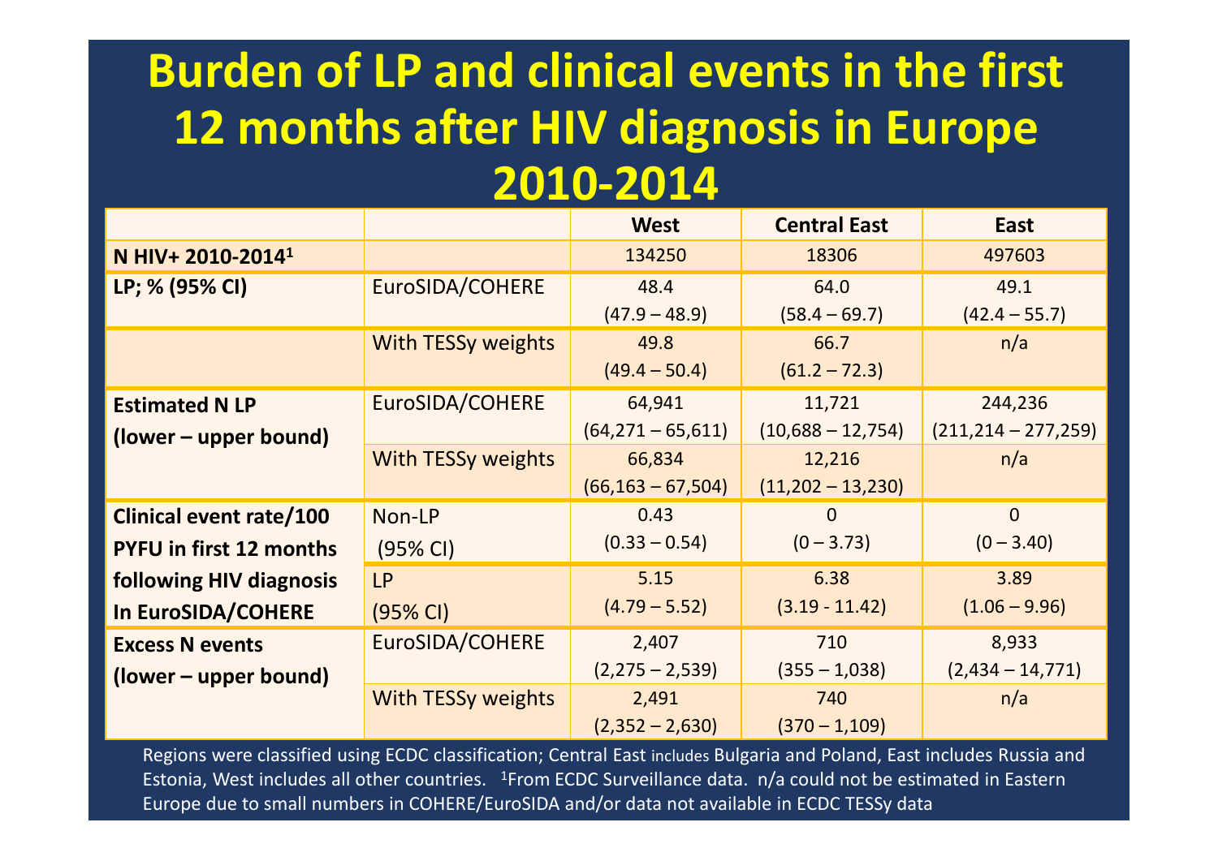# Burden of LP and clinical events in the first 12 months after HIV diagnosis in Europe 2010-2014

| | | West | Central East | East |
|---|---|---|---|---|
| **N HIV+ 2010-2014[1]** | | 134250 | 18306 | 497603 |
| **LP; % (95% CI)** | EuroSIDA/COHERE | 48.4 (47.9 – 48.9) | 64.0 (58.4 – 69.7) | 49.1 (42.4 – 55.7) |
| | With TESSy weights | 49.8 (49.4 – 50.4) | 66.7 (61.2 – 72.3) | n/a |
| **Estimated N LP (lower – upper bound)** | EuroSIDA/COHERE | 64,941 (64,271 – 65,611) | 11,721 (10,688 – 12,754) | 244,236 (211,214 – 277,259) |
| | With TESSy weights | 66,834 (66,163 – 67,504) | 12,216 (11,202 – 13,230) | n/a |
| **Clinical event rate/100 PYFU in first 12 months following HIV diagnosis In EuroSIDA/COHERE** | Non-LP (95% CI) | 0.43 (0.33 – 0.54) | 0 (0 – 3.73) | 0 (0 – 3.40) |
| | LP (95% CI) | 5.15 (4.79 – 5.52) | 6.38 (3.19 - 11.42) | 3.89 (1.06 – 9.96) |
| **Excess N events (lower – upper bound)** | EuroSIDA/COHERE | 2,407 (2,275 – 2,539) | 710 (355 – 1,038) | 8,933 (2,434 – 14,771) |
| | With TESSy weights | 2,491 (2,352 – 2,630) | 740 (370 – 1,109) | n/a |

Regions were classified using ECDC classification; Central East includes Bulgaria and Poland, East includes Russia and Estonia, West includes all other countries. [1]From ECDC Surveillance data. n/a could not be estimated in Eastern Europe due to small numbers in COHERE/EuroSIDA and/or data not available in ECDC TESSy data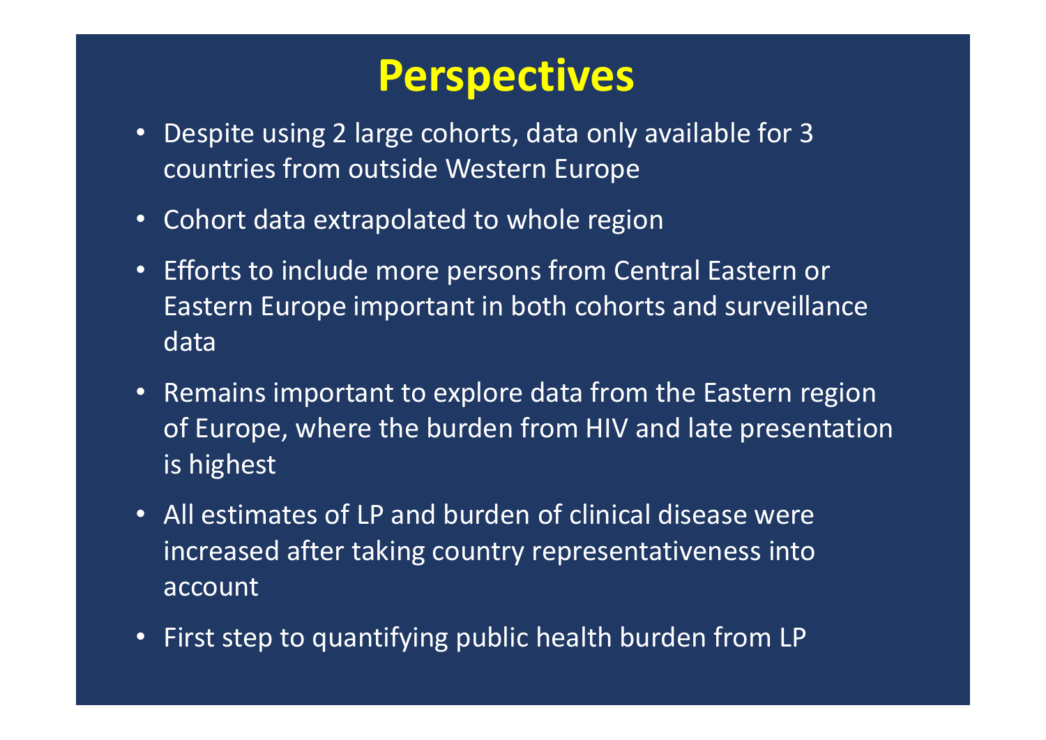# Perspectives

- Despite using 2 large cohorts, data only available for 3 countries from outside Western Europe
- Cohort data extrapolated to whole region
- Efforts to include more persons from Central Eastern or Eastern Europe important in both cohorts and surveillance data
- Remains important to explore data from the Eastern region of Europe, where the burden from HIV and late presentation is highest
- All estimates of LP and burden of clinical disease were increased after taking country representativeness into account
- First step to quantifying public health burden from LP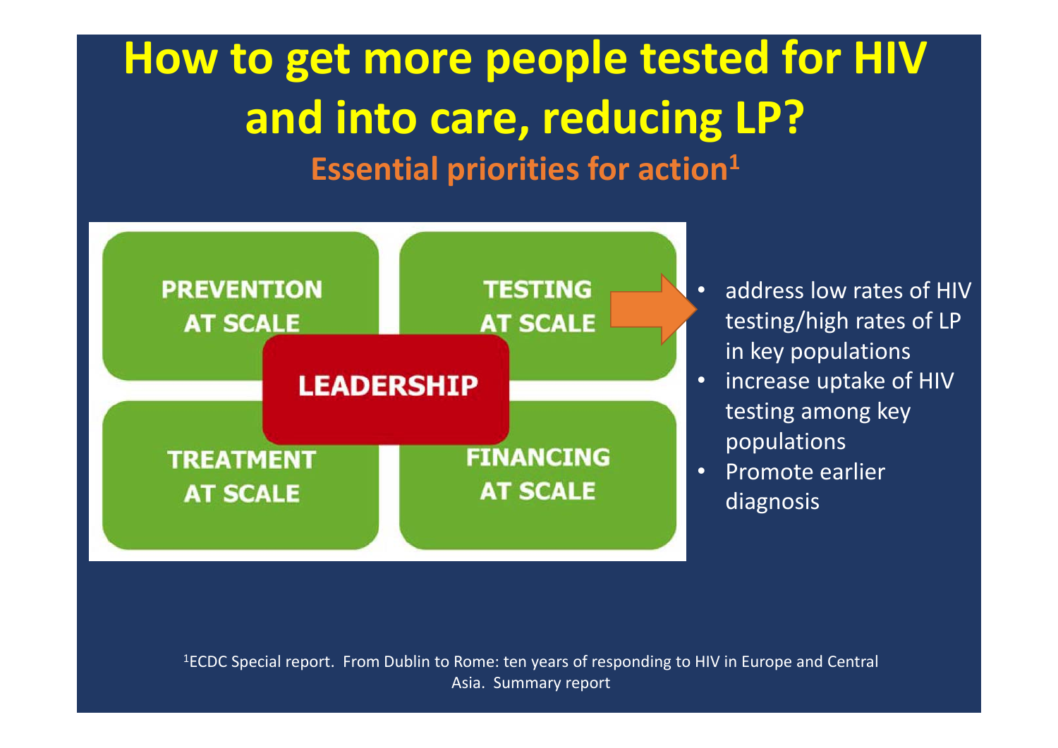# How to get more people tested for HIV and into care, reducing LP?

## Essential priorities for action[1]

PREVENTION AT SCALE

TESTING AT SCALE

LEADERSHIP

TREATMENT AT SCALE

FINANCING AT SCALE

- address low rates of HIV testing/high rates of LP in key populations
- increase uptake of HIV testing among key populations
- Promote earlier diagnosis

[1]ECDC Special report. From Dublin to Rome: ten years of responding to HIV in Europe and Central Asia. Summary report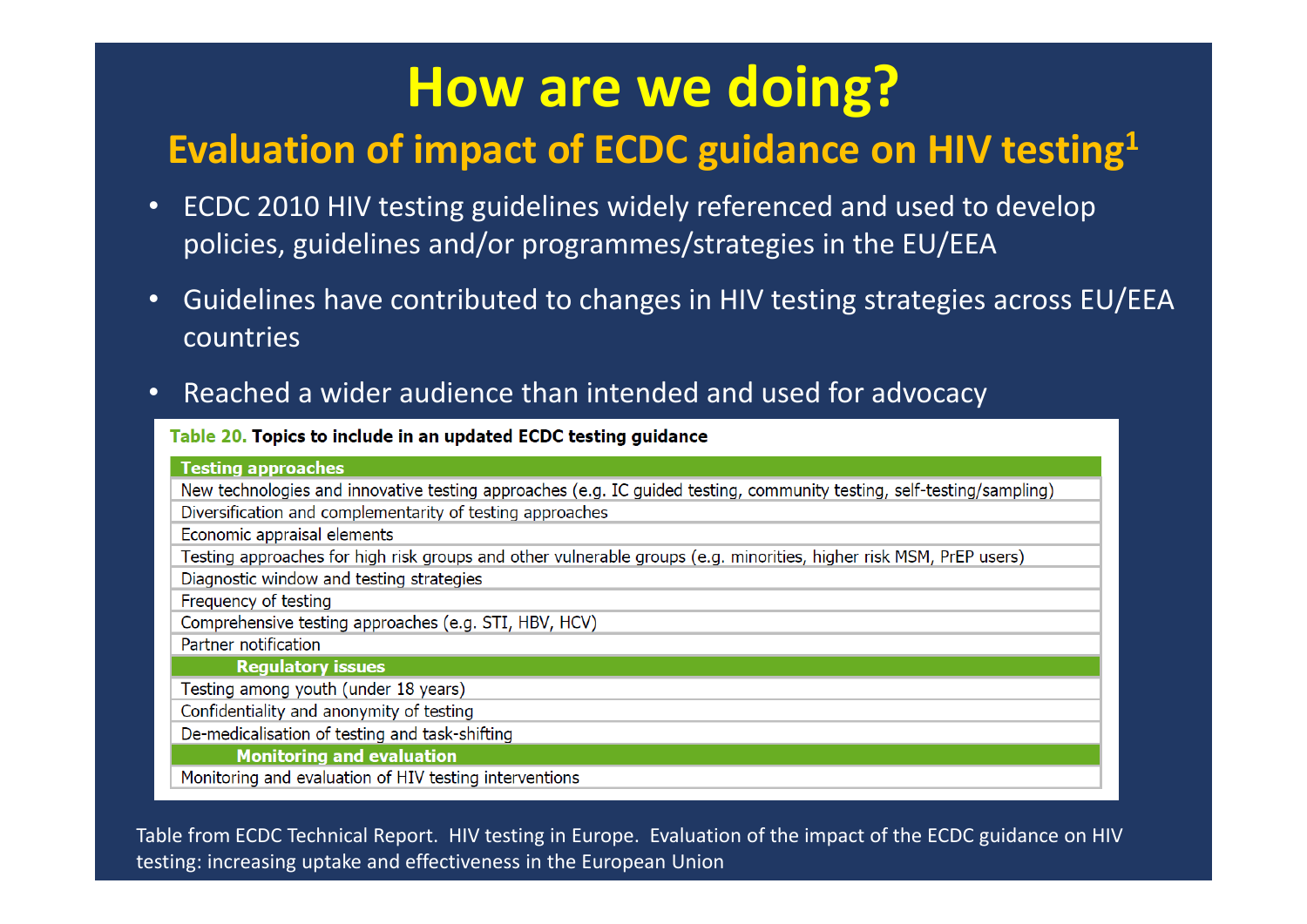# How are we doing?

## Evaluation of impact of ECDC guidance on HIV testing[1]

- ECDC 2010 HIV testing guidelines widely referenced and used to develop policies, guidelines and/or programmes/strategies in the EU/EEA
- Guidelines have contributed to changes in HIV testing strategies across EU/EEA countries
- Reached a wider audience than intended and used for advocacy

**Table 20. Topics to include in an updated ECDC testing guidance**

| Testing approaches |
|---|
| New technologies and innovative testing approaches (e.g. IC guided testing, community testing, self-testing/sampling) |
| Diversification and complementarity of testing approaches |
| Economic appraisal elements |
| Testing approaches for high risk groups and other vulnerable groups (e.g. minorities, higher risk MSM, PrEP users) |
| Diagnostic window and testing strategies |
| Frequency of testing |
| Comprehensive testing approaches (e.g. STI, HBV, HCV) |
| Partner notification |
| **Regulatory issues** |
| Testing among youth (under 18 years) |
| Confidentiality and anonymity of testing |
| De-medicalisation of testing and task-shifting |
| **Monitoring and evaluation** |
| Monitoring and evaluation of HIV testing interventions |

Table from ECDC Technical Report. HIV testing in Europe. Evaluation of the impact of the ECDC guidance on HIV testing: increasing uptake and effectiveness in the European Union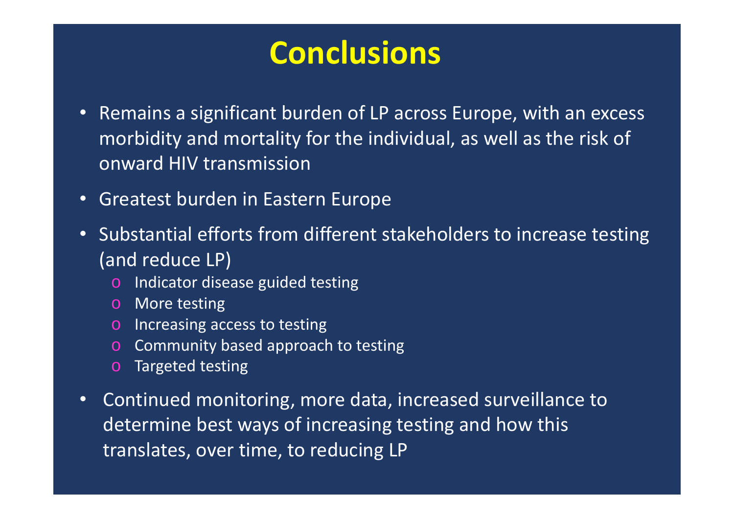# Conclusions

- Remains a significant burden of LP across Europe, with an excess morbidity and mortality for the individual, as well as the risk of onward HIV transmission
- Greatest burden in Eastern Europe
- Substantial efforts from different stakeholders to increase testing (and reduce LP)
  - Indicator disease guided testing
  - More testing
  - Increasing access to testing
  - Community based approach to testing
  - Targeted testing
- Continued monitoring, more data, increased surveillance to determine best ways of increasing testing and how this translates, over time, to reducing LP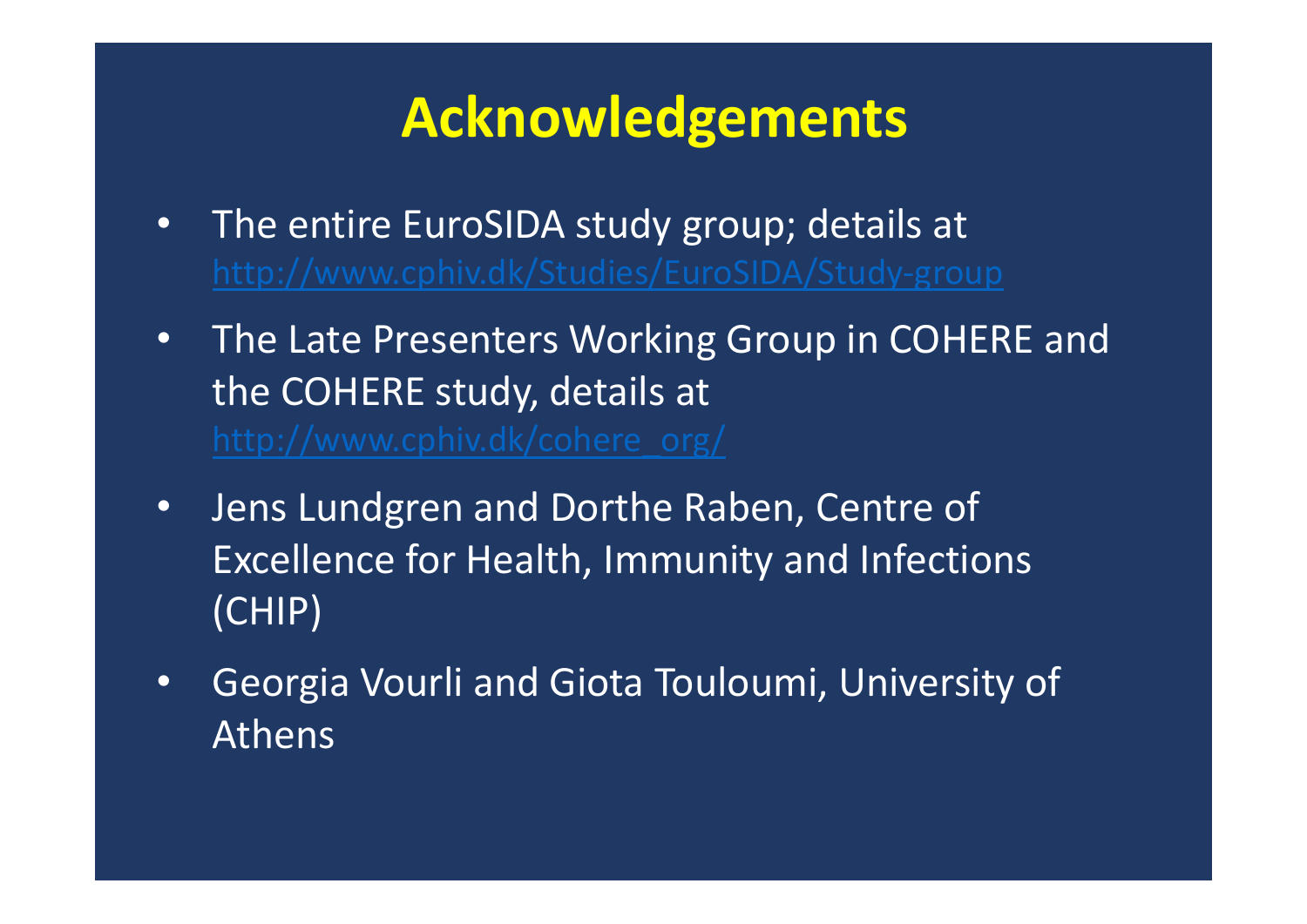# Acknowledgements

- The entire EuroSIDA study group; details at http://www.cphiv.dk/Studies/EuroSIDA/Study-group
- The Late Presenters Working Group in COHERE and the COHERE study, details at http://www.cphiv.dk/cohere_org/
- Jens Lundgren and Dorthe Raben, Centre of Excellence for Health, Immunity and Infections (CHIP)
- Georgia Vourli and Giota Touloumi, University of Athens